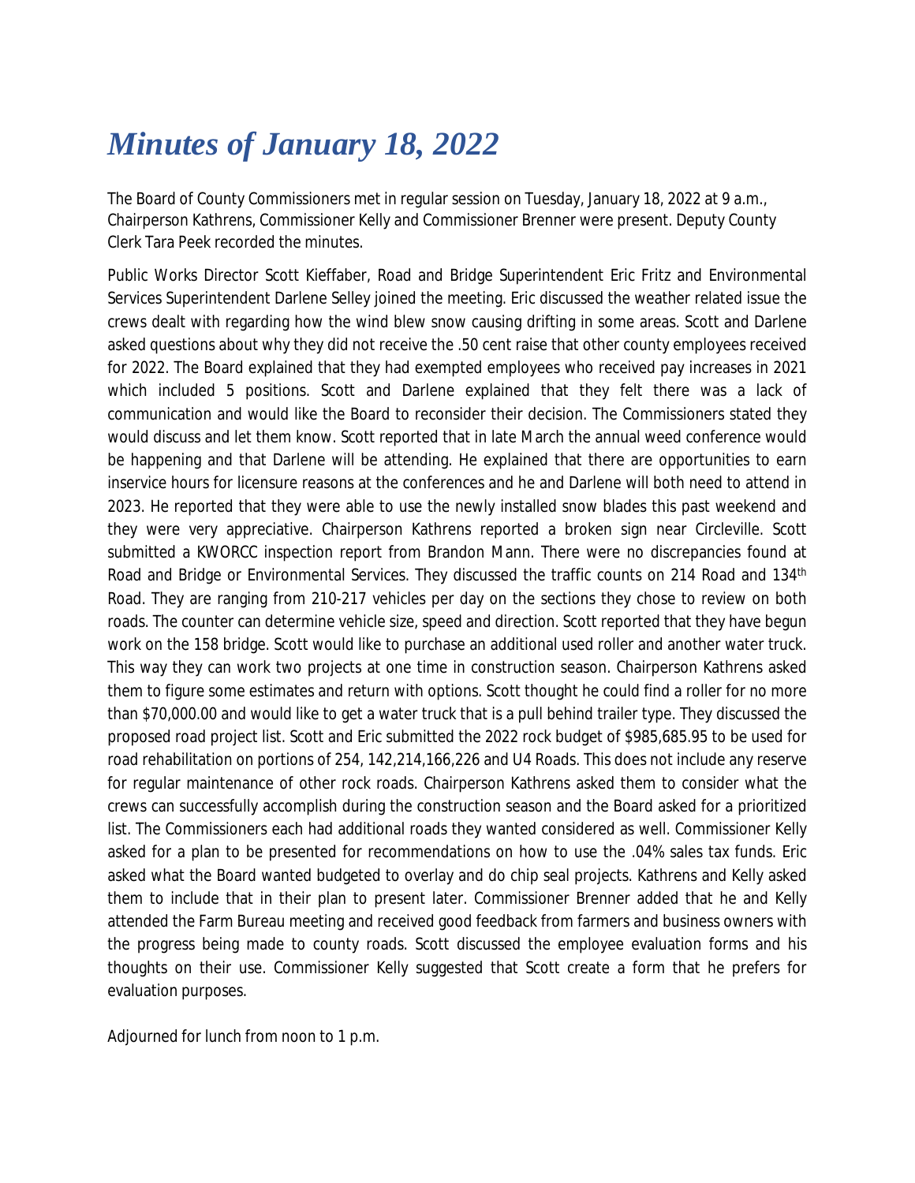# *Minutes of January 18, 2022*

The Board of County Commissioners met in regular session on Tuesday, January 18, 2022 at 9 a.m., Chairperson Kathrens, Commissioner Kelly and Commissioner Brenner were present. Deputy County Clerk Tara Peek recorded the minutes.

Public Works Director Scott Kieffaber, Road and Bridge Superintendent Eric Fritz and Environmental Services Superintendent Darlene Selley joined the meeting. Eric discussed the weather related issue the crews dealt with regarding how the wind blew snow causing drifting in some areas. Scott and Darlene asked questions about why they did not receive the .50 cent raise that other county employees received for 2022. The Board explained that they had exempted employees who received pay increases in 2021 which included 5 positions. Scott and Darlene explained that they felt there was a lack of communication and would like the Board to reconsider their decision. The Commissioners stated they would discuss and let them know. Scott reported that in late March the annual weed conference would be happening and that Darlene will be attending. He explained that there are opportunities to earn inservice hours for licensure reasons at the conferences and he and Darlene will both need to attend in 2023. He reported that they were able to use the newly installed snow blades this past weekend and they were very appreciative. Chairperson Kathrens reported a broken sign near Circleville. Scott submitted a KWORCC inspection report from Brandon Mann. There were no discrepancies found at Road and Bridge or Environmental Services. They discussed the traffic counts on 214 Road and 134th Road. They are ranging from 210-217 vehicles per day on the sections they chose to review on both roads. The counter can determine vehicle size, speed and direction. Scott reported that they have begun work on the 158 bridge. Scott would like to purchase an additional used roller and another water truck. This way they can work two projects at one time in construction season. Chairperson Kathrens asked them to figure some estimates and return with options. Scott thought he could find a roller for no more than $70,000.00 and would like to get a water truck that is a pull behind trailer type. They discussed the proposed road project list. Scott and Eric submitted the 2022 rock budget of $985,685.95 to be used for road rehabilitation on portions of 254, 142,214,166,226 and U4 Roads. This does not include any reserve for regular maintenance of other rock roads. Chairperson Kathrens asked them to consider what the crews can successfully accomplish during the construction season and the Board asked for a prioritized list. The Commissioners each had additional roads they wanted considered as well. Commissioner Kelly asked for a plan to be presented for recommendations on how to use the .04% sales tax funds. Eric asked what the Board wanted budgeted to overlay and do chip seal projects. Kathrens and Kelly asked them to include that in their plan to present later. Commissioner Brenner added that he and Kelly attended the Farm Bureau meeting and received good feedback from farmers and business owners with the progress being made to county roads. Scott discussed the employee evaluation forms and his thoughts on their use. Commissioner Kelly suggested that Scott create a form that he prefers for evaluation purposes.

Adjourned for lunch from noon to 1 p.m.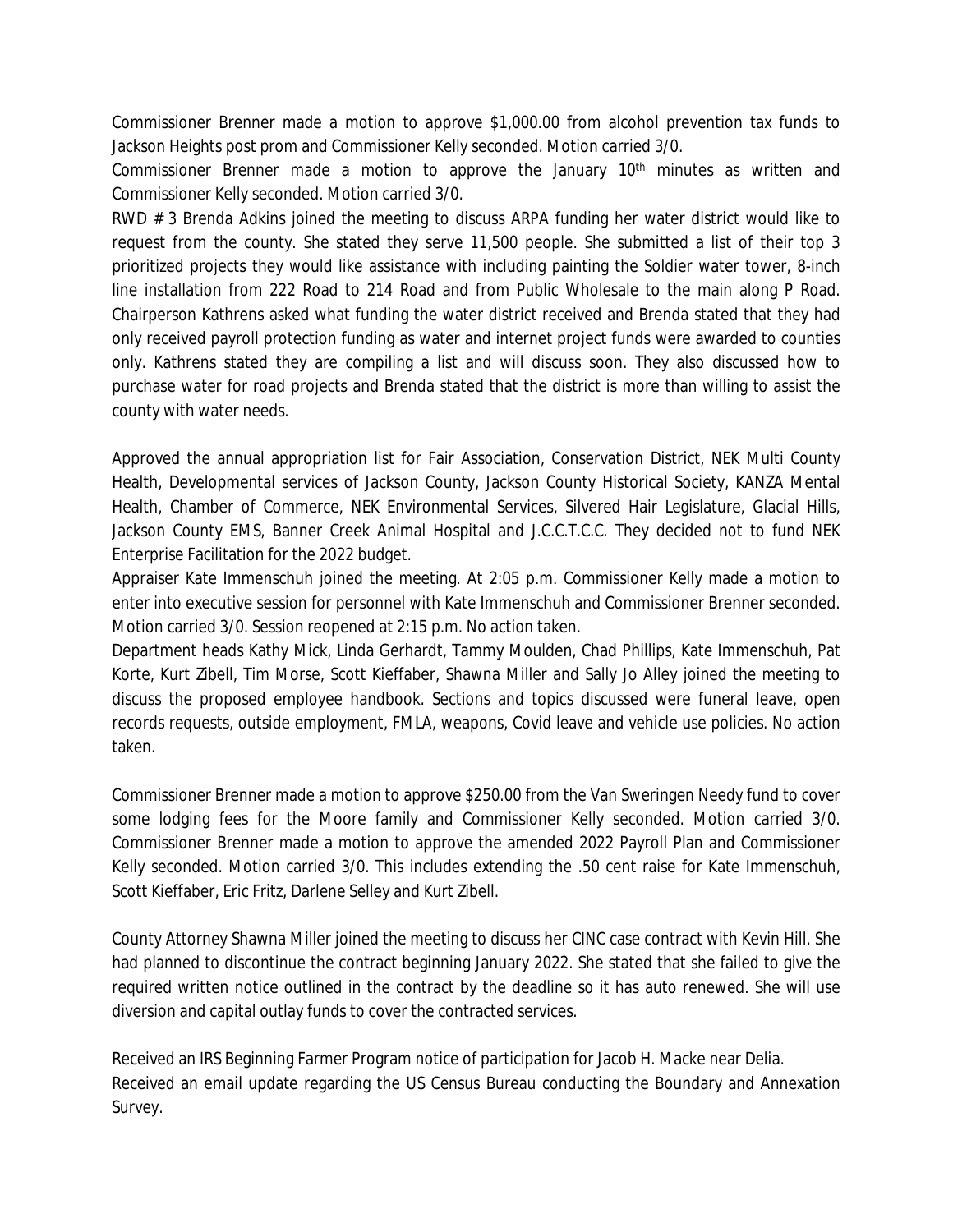Commissioner Brenner made a motion to approve $1,000.00 from alcohol prevention tax funds to Jackson Heights post prom and Commissioner Kelly seconded. Motion carried 3/0.

Commissioner Brenner made a motion to approve the January 10th minutes as written and Commissioner Kelly seconded. Motion carried 3/0.

RWD # 3 Brenda Adkins joined the meeting to discuss ARPA funding her water district would like to request from the county. She stated they serve 11,500 people. She submitted a list of their top 3 prioritized projects they would like assistance with including painting the Soldier water tower, 8-inch line installation from 222 Road to 214 Road and from Public Wholesale to the main along P Road. Chairperson Kathrens asked what funding the water district received and Brenda stated that they had only received payroll protection funding as water and internet project funds were awarded to counties only. Kathrens stated they are compiling a list and will discuss soon. They also discussed how to purchase water for road projects and Brenda stated that the district is more than willing to assist the county with water needs.

Approved the annual appropriation list for Fair Association, Conservation District, NEK Multi County Health, Developmental services of Jackson County, Jackson County Historical Society, KANZA Mental Health, Chamber of Commerce, NEK Environmental Services, Silvered Hair Legislature, Glacial Hills, Jackson County EMS, Banner Creek Animal Hospital and J.C.C.T.C.C. They decided not to fund NEK Enterprise Facilitation for the 2022 budget.

Appraiser Kate Immenschuh joined the meeting. At 2:05 p.m. Commissioner Kelly made a motion to enter into executive session for personnel with Kate Immenschuh and Commissioner Brenner seconded. Motion carried 3/0. Session reopened at 2:15 p.m. No action taken.

Department heads Kathy Mick, Linda Gerhardt, Tammy Moulden, Chad Phillips, Kate Immenschuh, Pat Korte, Kurt Zibell, Tim Morse, Scott Kieffaber, Shawna Miller and Sally Jo Alley joined the meeting to discuss the proposed employee handbook. Sections and topics discussed were funeral leave, open records requests, outside employment, FMLA, weapons, Covid leave and vehicle use policies. No action taken.

Commissioner Brenner made a motion to approve $250.00 from the Van Sweringen Needy fund to cover some lodging fees for the Moore family and Commissioner Kelly seconded. Motion carried 3/0.

Commissioner Brenner made a motion to approve the amended 2022 Payroll Plan and Commissioner Kelly seconded. Motion carried 3/0. This includes extending the .50 cent raise for Kate Immenschuh, Scott Kieffaber, Eric Fritz, Darlene Selley and Kurt Zibell.

County Attorney Shawna Miller joined the meeting to discuss her CINC case contract with Kevin Hill. She had planned to discontinue the contract beginning January 2022. She stated that she failed to give the required written notice outlined in the contract by the deadline so it has auto renewed. She will use diversion and capital outlay funds to cover the contracted services.

Received an IRS Beginning Farmer Program notice of participation for Jacob H. Macke near Delia.

Received an email update regarding the US Census Bureau conducting the Boundary and Annexation Survey.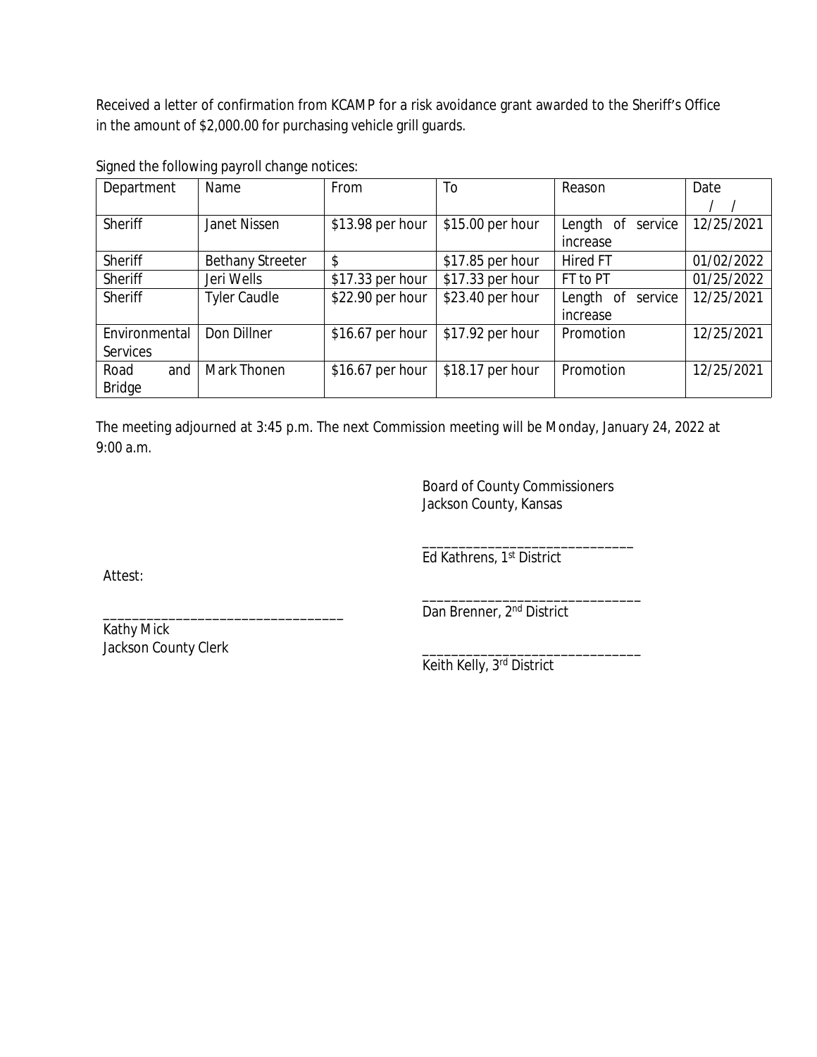Received a letter of confirmation from KCAMP for a risk avoidance grant awarded to the Sheriff's Office in the amount of $2,000.00 for purchasing vehicle grill guards.

Signed the following payroll change notices:

| Department | Name | From | To | Reason | Date / / |
|---|---|---|---|---|---|
| Sheriff | Janet Nissen | $13.98 per hour | $15.00 per hour | Length of service increase | 12/25/2021 |
| Sheriff | Bethany Streeter | $ | $17.85 per hour | Hired FT | 01/02/2022 |
| Sheriff | Jeri Wells | $17.33 per hour | $17.33 per hour | FT to PT | 01/25/2022 |
| Sheriff | Tyler Caudle | $22.90 per hour | $23.40 per hour | Length of service increase | 12/25/2021 |
| Environmental Services | Don Dillner | $16.67 per hour | $17.92 per hour | Promotion | 12/25/2021 |
| Road and Bridge | Mark Thonen | $16.67 per hour | $18.17 per hour | Promotion | 12/25/2021 |

The meeting adjourned at 3:45 p.m. The next Commission meeting will be Monday, January 24, 2022 at 9:00 a.m.

Board of County Commissioners
Jackson County, Kansas

_____________________________
Ed Kathrens, 1st District

_____________________________
Dan Brenner, 2nd District

_____________________________
Keith Kelly, 3rd District

Attest:

_________________________________
Kathy Mick
Jackson County Clerk